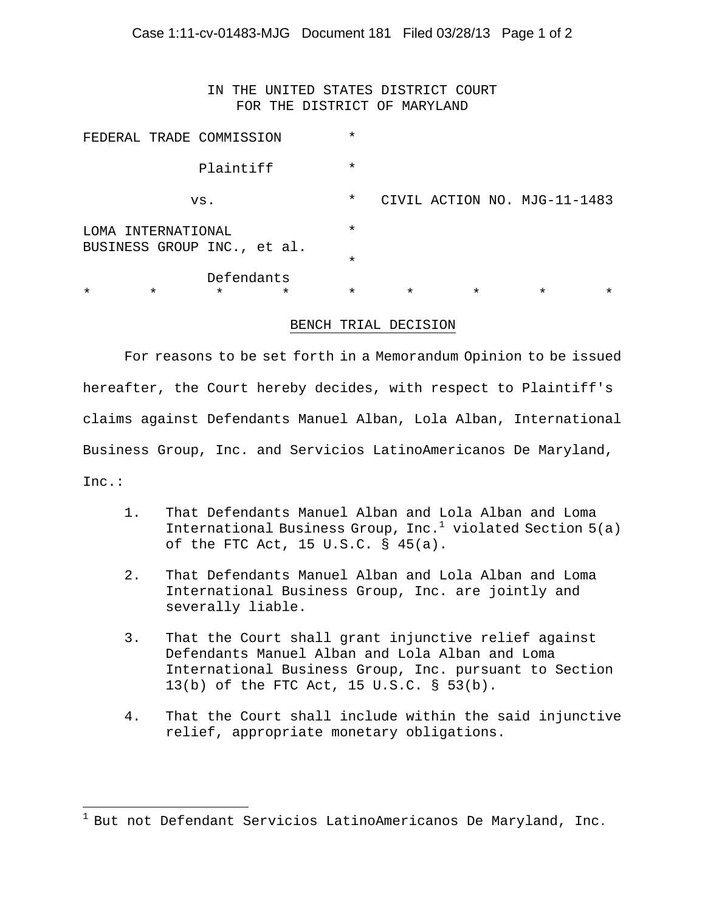IN THE UNITED STATES DISTRICT COURT
FOR THE DISTRICT OF MARYLAND

| | | |
|---|---|---|
| FEDERAL TRADE COMMISSION | * | |
| Plaintiff | * | |
| vs. | * | CIVIL ACTION NO. MJG-11-1483 |
| LOMA INTERNATIONAL BUSINESS GROUP INC., et al. | * | |
| | * | |
| Defendants | | |

* * * * * * * * *

## BENCH TRIAL DECISION

For reasons to be set forth in a Memorandum Opinion to be issued hereafter, the Court hereby decides, with respect to Plaintiff's claims against Defendants Manuel Alban, Lola Alban, International Business Group, Inc. and Servicios LatinoAmericanos De Maryland, Inc.:

1. That Defendants Manuel Alban and Lola Alban and Loma International Business Group, Inc.[1] violated Section 5(a) of the FTC Act, 15 U.S.C. § 45(a).

2. That Defendants Manuel Alban and Lola Alban and Loma International Business Group, Inc. are jointly and severally liable.

3. That the Court shall grant injunctive relief against Defendants Manuel Alban and Lola Alban and Loma International Business Group, Inc. pursuant to Section 13(b) of the FTC Act, 15 U.S.C. § 53(b).

4. That the Court shall include within the said injunctive relief, appropriate monetary obligations.

---

[1] But not Defendant Servicios LatinoAmericanos De Maryland, Inc.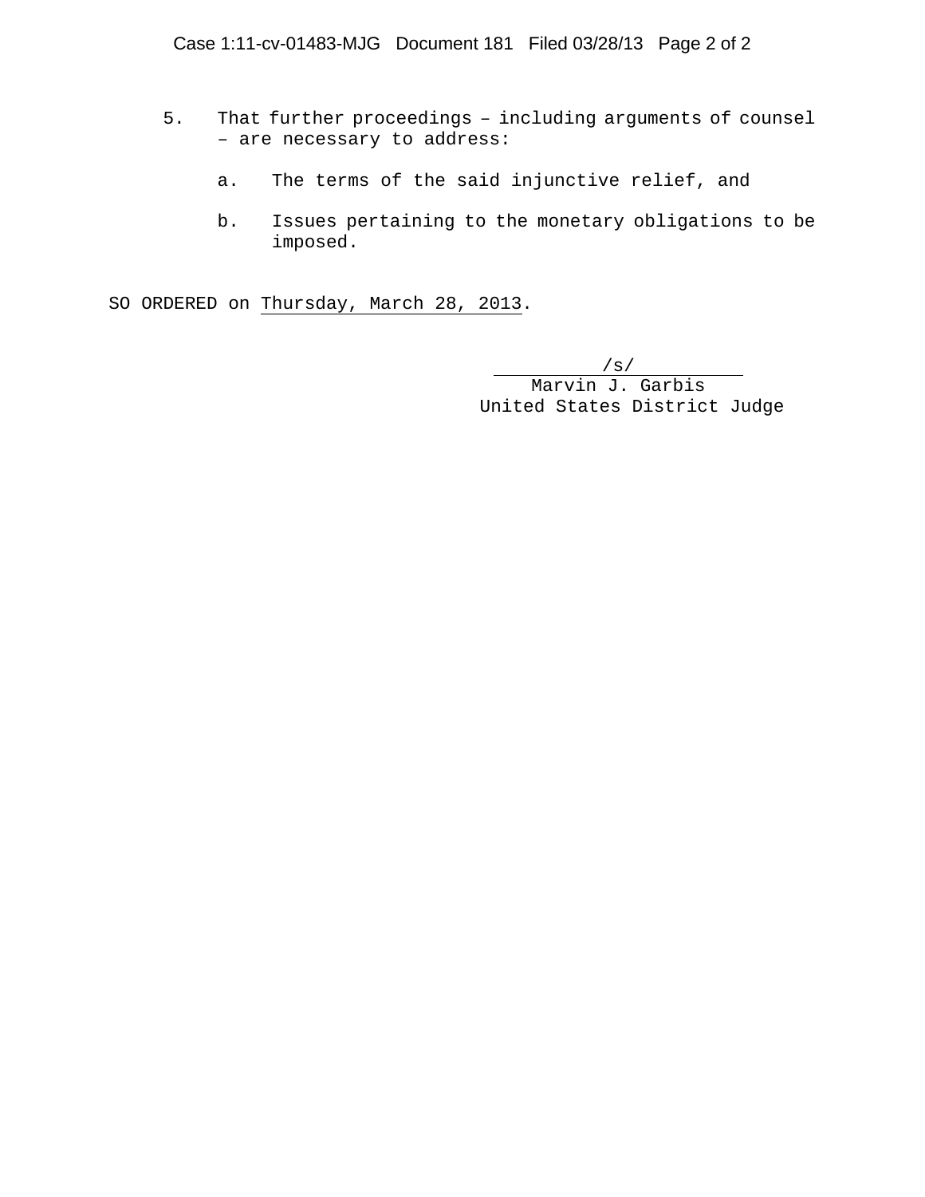5. That further proceedings – including arguments of counsel – are necessary to address:

   a. The terms of the said injunctive relief, and

   b. Issues pertaining to the monetary obligations to be imposed.

SO ORDERED on Thursday, March 28, 2013.

/s/
Marvin J. Garbis
United States District Judge